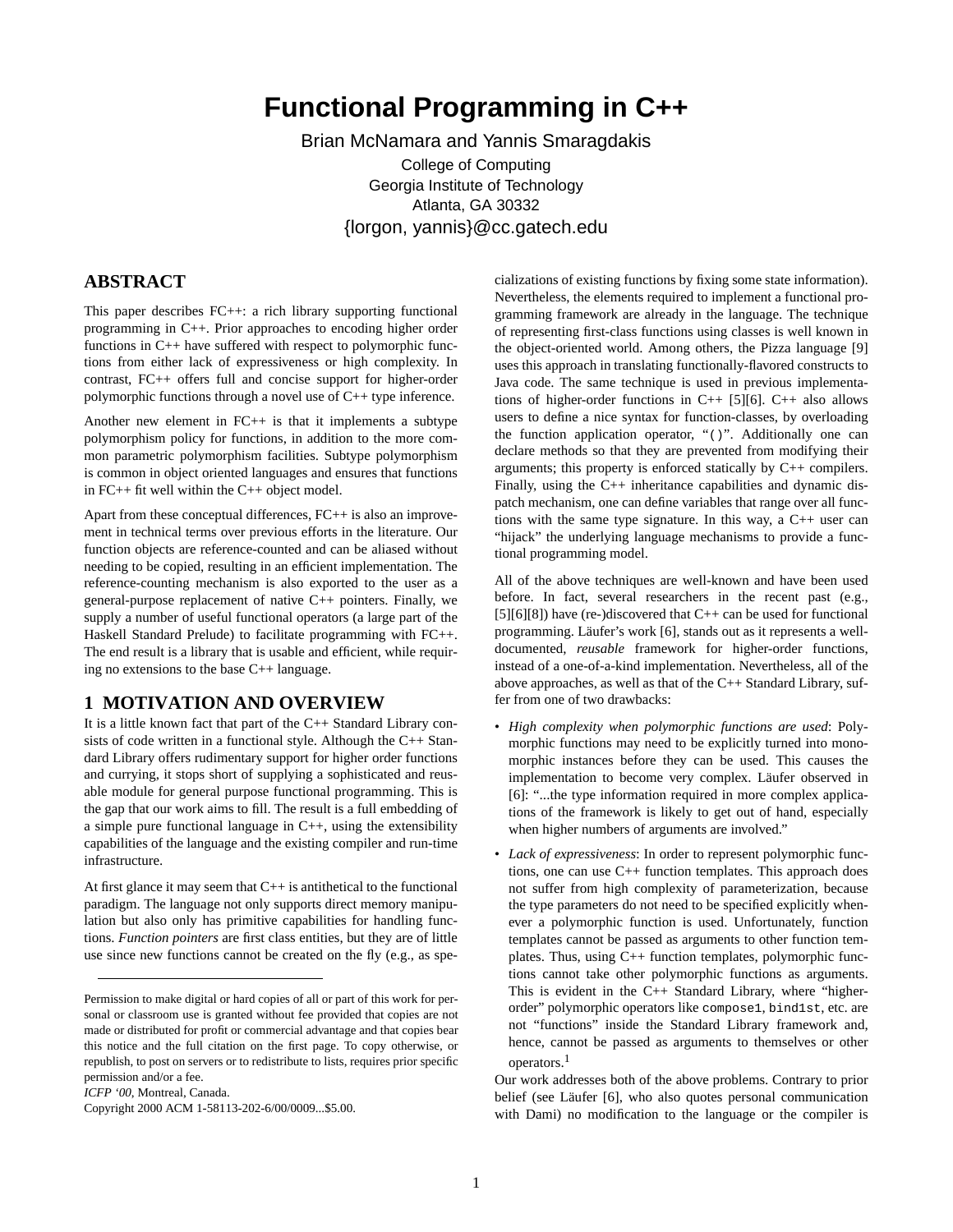# Functional Programming in C++

Brian McNamara and Yannis Smaragdakis

College of Computing
Georgia Institute of Technology
Atlanta, GA 30332
{lorgon, yannis}@cc.gatech.edu

## ABSTRACT

This paper describes FC++: a rich library supporting functional programming in C++. Prior approaches to encoding higher order functions in C++ have suffered with respect to polymorphic functions from either lack of expressiveness or high complexity. In contrast, FC++ offers full and concise support for higher-order polymorphic functions through a novel use of C++ type inference.

Another new element in FC++ is that it implements a subtype polymorphism policy for functions, in addition to the more common parametric polymorphism facilities. Subtype polymorphism is common in object oriented languages and ensures that functions in FC++ fit well within the C++ object model.

Apart from these conceptual differences, FC++ is also an improvement in technical terms over previous efforts in the literature. Our function objects are reference-counted and can be aliased without needing to be copied, resulting in an efficient implementation. The reference-counting mechanism is also exported to the user as a general-purpose replacement of native C++ pointers. Finally, we supply a number of useful functional operators (a large part of the Haskell Standard Prelude) to facilitate programming with FC++. The end result is a library that is usable and efficient, while requiring no extensions to the base C++ language.

## 1 MOTIVATION AND OVERVIEW

It is a little known fact that part of the C++ Standard Library consists of code written in a functional style. Although the C++ Standard Library offers rudimentary support for higher order functions and currying, it stops short of supplying a sophisticated and reusable module for general purpose functional programming. This is the gap that our work aims to fill. The result is a full embedding of a simple pure functional language in C++, using the extensibility capabilities of the language and the existing compiler and run-time infrastructure.

At first glance it may seem that C++ is antithetical to the functional paradigm. The language not only supports direct memory manipulation but also only has primitive capabilities for handling functions. *Function pointers* are first class entities, but they are of little use since new functions cannot be created on the fly (e.g., as specializations of existing functions by fixing some state information). Nevertheless, the elements required to implement a functional programming framework are already in the language. The technique of representing first-class functions using classes is well known in the object-oriented world. Among others, the Pizza language [9] uses this approach in translating functionally-flavored constructs to Java code. The same technique is used in previous implementations of higher-order functions in C++ [5][6]. C++ also allows users to define a nice syntax for function-classes, by overloading the function application operator, "`()`". Additionally one can declare methods so that they are prevented from modifying their arguments; this property is enforced statically by C++ compilers. Finally, using the C++ inheritance capabilities and dynamic dispatch mechanism, one can define variables that range over all functions with the same type signature. In this way, a C++ user can "hijack" the underlying language mechanisms to provide a functional programming model.

All of the above techniques are well-known and have been used before. In fact, several researchers in the recent past (e.g., [5][6][8]) have (re-)discovered that C++ can be used for functional programming. Läufer's work [6], stands out as it represents a well-documented, *reusable* framework for higher-order functions, instead of a one-of-a-kind implementation. Nevertheless, all of the above approaches, as well as that of the C++ Standard Library, suffer from one of two drawbacks:

- *High complexity when polymorphic functions are used*: Polymorphic functions may need to be explicitly turned into monomorphic instances before they can be used. This causes the implementation to become very complex. Läufer observed in [6]: "...the type information required in more complex applications of the framework is likely to get out of hand, especially when higher numbers of arguments are involved."
- *Lack of expressiveness*: In order to represent polymorphic functions, one can use C++ function templates. This approach does not suffer from high complexity of parameterization, because the type parameters do not need to be specified explicitly whenever a polymorphic function is used. Unfortunately, function templates cannot be passed as arguments to other function templates. Thus, using C++ function templates, polymorphic functions cannot take other polymorphic functions as arguments. This is evident in the C++ Standard Library, where "higher-order" polymorphic operators like `compose1`, `bind1st`, etc. are not "functions" inside the Standard Library framework and, hence, cannot be passed as arguments to themselves or other operators.[1]

Our work addresses both of the above problems. Contrary to prior belief (see Läufer [6], who also quotes personal communication with Dami) no modification to the language or the compiler is

---

Permission to make digital or hard copies of all or part of this work for personal or classroom use is granted without fee provided that copies are not made or distributed for profit or commercial advantage and that copies bear this notice and the full citation on the first page. To copy otherwise, or republish, to post on servers or to redistribute to lists, requires prior specific permission and/or a fee.

*ICFP '00*, Montreal, Canada.

Copyright 2000 ACM 1-58113-202-6/00/0009...$5.00.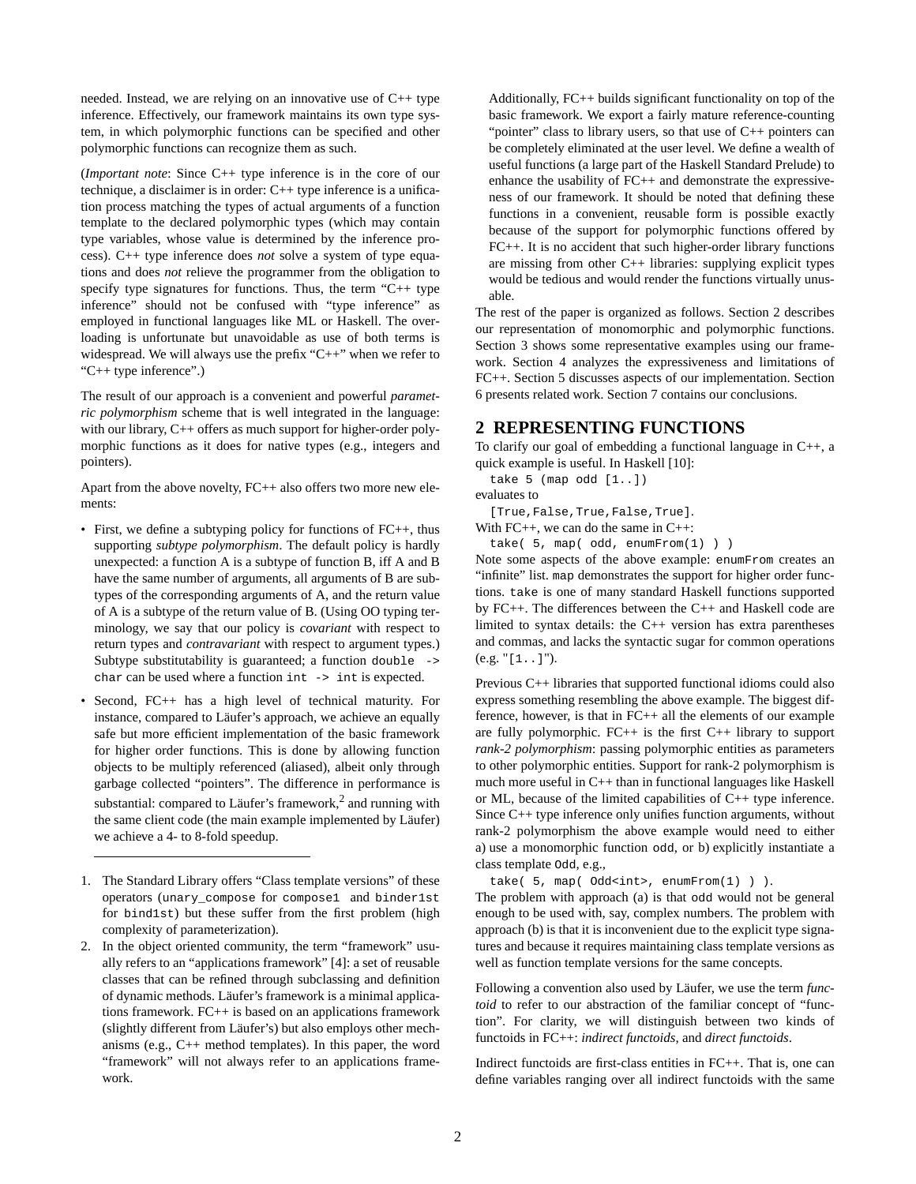needed. Instead, we are relying on an innovative use of C++ type inference. Effectively, our framework maintains its own type system, in which polymorphic functions can be specified and other polymorphic functions can recognize them as such.

(*Important note*: Since C++ type inference is in the core of our technique, a disclaimer is in order: C++ type inference is a unification process matching the types of actual arguments of a function template to the declared polymorphic types (which may contain type variables, whose value is determined by the inference process). C++ type inference does *not* solve a system of type equations and does *not* relieve the programmer from the obligation to specify type signatures for functions. Thus, the term "C++ type inference" should not be confused with "type inference" as employed in functional languages like ML or Haskell. The overloading is unfortunate but unavoidable as use of both terms is widespread. We will always use the prefix "C++" when we refer to "C++ type inference".)

The result of our approach is a convenient and powerful *parametric polymorphism* scheme that is well integrated in the language: with our library, C++ offers as much support for higher-order polymorphic functions as it does for native types (e.g., integers and pointers).

Apart from the above novelty, FC++ also offers two more new elements:

- First, we define a subtyping policy for functions of FC++, thus supporting *subtype polymorphism*. The default policy is hardly unexpected: a function A is a subtype of function B, iff A and B have the same number of arguments, all arguments of B are subtypes of the corresponding arguments of A, and the return value of A is a subtype of the return value of B. (Using OO typing terminology, we say that our policy is *covariant* with respect to return types and *contravariant* with respect to argument types.) Subtype substitutability is guaranteed; a function `double -> char` can be used where a function `int -> int` is expected.
- Second, FC++ has a high level of technical maturity. For instance, compared to Läufer's approach, we achieve an equally safe but more efficient implementation of the basic framework for higher order functions. This is done by allowing function objects to be multiply referenced (aliased), albeit only through garbage collected "pointers". The difference in performance is substantial: compared to Läufer's framework,[2] and running with the same client code (the main example implemented by Läufer) we achieve a 4- to 8-fold speedup.

Additionally, FC++ builds significant functionality on top of the basic framework. We export a fairly mature reference-counting "pointer" class to library users, so that use of C++ pointers can be completely eliminated at the user level. We define a wealth of useful functions (a large part of the Haskell Standard Prelude) to enhance the usability of FC++ and demonstrate the expressiveness of our framework. It should be noted that defining these functions in a convenient, reusable form is possible exactly because of the support for polymorphic functions offered by FC++. It is no accident that such higher-order library functions are missing from other C++ libraries: supplying explicit types would be tedious and would render the functions virtually unusable.

The rest of the paper is organized as follows. Section 2 describes our representation of monomorphic and polymorphic functions. Section 3 shows some representative examples using our framework. Section 4 analyzes the expressiveness and limitations of FC++. Section 5 discusses aspects of our implementation. Section 6 presents related work. Section 7 contains our conclusions.

## 2 REPRESENTING FUNCTIONS

To clarify our goal of embedding a functional language in C++, a quick example is useful. In Haskell [10]:

```
take 5 (map odd [1..])
```

evaluates to

```
[True,False,True,False,True].
```

With FC++, we can do the same in C++:

```
take( 5, map( odd, enumFrom(1) ) )
```

Note some aspects of the above example: `enumFrom` creates an "infinite" list. `map` demonstrates the support for higher order functions. `take` is one of many standard Haskell functions supported by FC++. The differences between the C++ and Haskell code are limited to syntax details: the C++ version has extra parentheses and commas, and lacks the syntactic sugar for common operations (e.g. "`[1..]`").

Previous C++ libraries that supported functional idioms could also express something resembling the above example. The biggest difference, however, is that in FC++ all the elements of our example are fully polymorphic. FC++ is the first C++ library to support *rank-2 polymorphism*: passing polymorphic entities as parameters to other polymorphic entities. Support for rank-2 polymorphism is much more useful in C++ than in functional languages like Haskell or ML, because of the limited capabilities of C++ type inference. Since C++ type inference only unifies function arguments, without rank-2 polymorphism the above example would need to either a) use a monomorphic function `odd`, or b) explicitly instantiate a class template `Odd`, e.g.,

```
take( 5, map( Odd<int>, enumFrom(1) ) ).
```

The problem with approach (a) is that `odd` would not be general enough to be used with, say, complex numbers. The problem with approach (b) is that it is inconvenient due to the explicit type signatures and because it requires maintaining class template versions as well as function template versions for the same concepts.

Following a convention also used by Läufer, we use the term *functoid* to refer to our abstraction of the familiar concept of "function". For clarity, we will distinguish between two kinds of functoids in FC++: *indirect functoids*, and *direct functoids*.

Indirect functoids are first-class entities in FC++. That is, one can define variables ranging over all indirect functoids with the same

---

1. The Standard Library offers "Class template versions" of these operators (`unary_compose` for `compose1` and `binder1st` for `bind1st`) but these suffer from the first problem (high complexity of parameterization).
2. In the object oriented community, the term "framework" usually refers to an "applications framework" [4]: a set of reusable classes that can be refined through subclassing and definition of dynamic methods. Läufer's framework is a minimal applications framework. FC++ is based on an applications framework (slightly different from Läufer's) but also employs other mechanisms (e.g., C++ method templates). In this paper, the word "framework" will not always refer to an applications framework.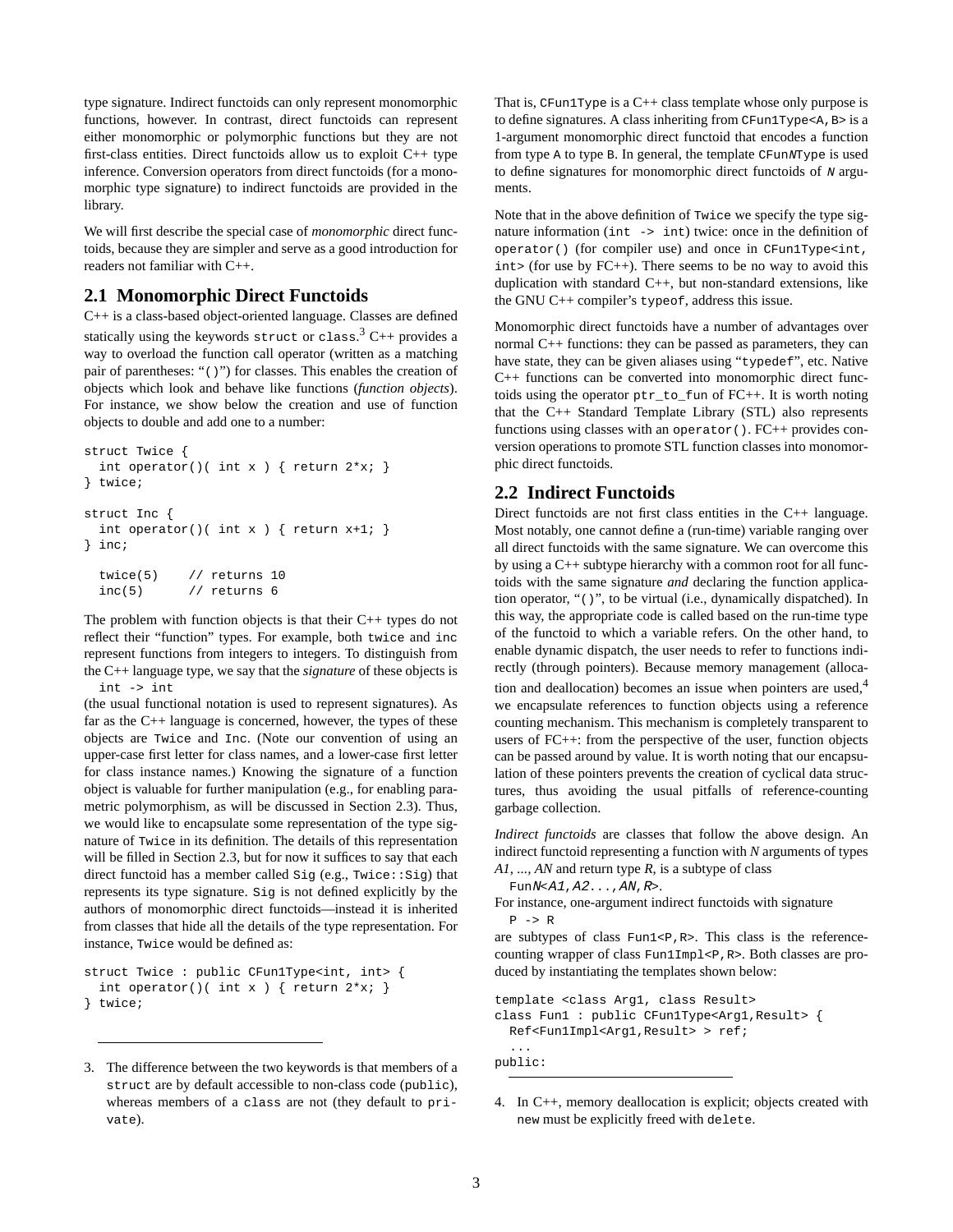type signature. Indirect functoids can only represent monomorphic functions, however. In contrast, direct functoids can represent either monomorphic or polymorphic functions but they are not first-class entities. Direct functoids allow us to exploit C++ type inference. Conversion operators from direct functoids (for a monomorphic type signature) to indirect functoids are provided in the library.

We will first describe the special case of *monomorphic* direct functoids, because they are simpler and serve as a good introduction for readers not familiar with C++.

## 2.1 Monomorphic Direct Functoids

C++ is a class-based object-oriented language. Classes are defined statically using the keywords `struct` or `class`.[3] C++ provides a way to overload the function call operator (written as a matching pair of parentheses: "`()`") for classes. This enables the creation of objects which look and behave like functions (*function objects*). For instance, we show below the creation and use of function objects to double and add one to a number:

```
struct Twice {
  int operator()( int x ) { return 2*x; }
} twice;

struct Inc {
  int operator()( int x ) { return x+1; }
} inc;

  twice(5)    // returns 10
  inc(5)      // returns 6
```

The problem with function objects is that their C++ types do not reflect their "function" types. For example, both `twice` and `inc` represent functions from integers to integers. To distinguish from the C++ language type, we say that the *signature* of these objects is

```
  int -> int
```

(the usual functional notation is used to represent signatures). As far as the C++ language is concerned, however, the types of these objects are `Twice` and `Inc`. (Note our convention of using an upper-case first letter for class names, and a lower-case first letter for class instance names.) Knowing the signature of a function object is valuable for further manipulation (e.g., for enabling parametric polymorphism, as will be discussed in Section 2.3). Thus, we would like to encapsulate some representation of the type signature of `Twice` in its definition. The details of this representation will be filled in Section 2.3, but for now it suffices to say that each direct functoid has a member called `Sig` (e.g., `Twice::Sig`) that represents its type signature. `Sig` is not defined explicitly by the authors of monomorphic direct functoids—instead it is inherited from classes that hide all the details of the type representation. For instance, `Twice` would be defined as:

```
struct Twice : public CFun1Type<int, int> {
  int operator()( int x ) { return 2*x; }
} twice;
```

That is, `CFun1Type` is a C++ class template whose only purpose is to define signatures. A class inheriting from `CFun1Type<A,B>` is a 1-argument monomorphic direct functoid that encodes a function from type `A` to type `B`. In general, the template `CFunNType` is used to define signatures for monomorphic direct functoids of *N* arguments.

Note that in the above definition of `Twice` we specify the type signature information (`int -> int`) twice: once in the definition of `operator()` (for compiler use) and once in `CFun1Type<int, int>` (for use by FC++). There seems to be no way to avoid this duplication with standard C++, but non-standard extensions, like the GNU C++ compiler's `typeof`, address this issue.

Monomorphic direct functoids have a number of advantages over normal C++ functions: they can be passed as parameters, they can have state, they can be given aliases using "`typedef`", etc. Native C++ functions can be converted into monomorphic direct functoids using the operator `ptr_to_fun` of FC++. It is worth noting that the C++ Standard Template Library (STL) also represents functions using classes with an `operator()`. FC++ provides conversion operations to promote STL function classes into monomorphic direct functoids.

## 2.2 Indirect Functoids

Direct functoids are not first class entities in the C++ language. Most notably, one cannot define a (run-time) variable ranging over all direct functoids with the same signature. We can overcome this by using a C++ subtype hierarchy with a common root for all functoids with the same signature *and* declaring the function application operator, "`()`", to be virtual (i.e., dynamically dispatched). In this way, the appropriate code is called based on the run-time type of the functoid to which a variable refers. On the other hand, to enable dynamic dispatch, the user needs to refer to functions indirectly (through pointers). Because memory management (allocation and deallocation) becomes an issue when pointers are used,[4] we encapsulate references to function objects using a reference counting mechanism. This mechanism is completely transparent to users of FC++: from the perspective of the user, function objects can be passed around by value. It is worth noting that our encapsulation of these pointers prevents the creation of cyclical data structures, thus avoiding the usual pitfalls of reference-counting garbage collection.

*Indirect functoids* are classes that follow the above design. An indirect functoid representing a function with *N* arguments of types *A1, ..., AN* and return type *R*, is a subtype of class

```
  FunN<A1,A2...,AN,R>.
```

For instance, one-argument indirect functoids with signature

```
  P -> R
```

are subtypes of class `Fun1<P,R>`. This class is the reference-counting wrapper of class `Fun1Impl<P,R>`. Both classes are produced by instantiating the templates shown below:

```
template <class Arg1, class Result>
class Fun1 : public CFun1Type<Arg1,Result> {
  Ref<Fun1Impl<Arg1,Result> > ref;
  ...
public:
```

---

3. The difference between the two keywords is that members of a `struct` are by default accessible to non-class code (`public`), whereas members of a `class` are not (they default to `private`).

4. In C++, memory deallocation is explicit; objects created with `new` must be explicitly freed with `delete`.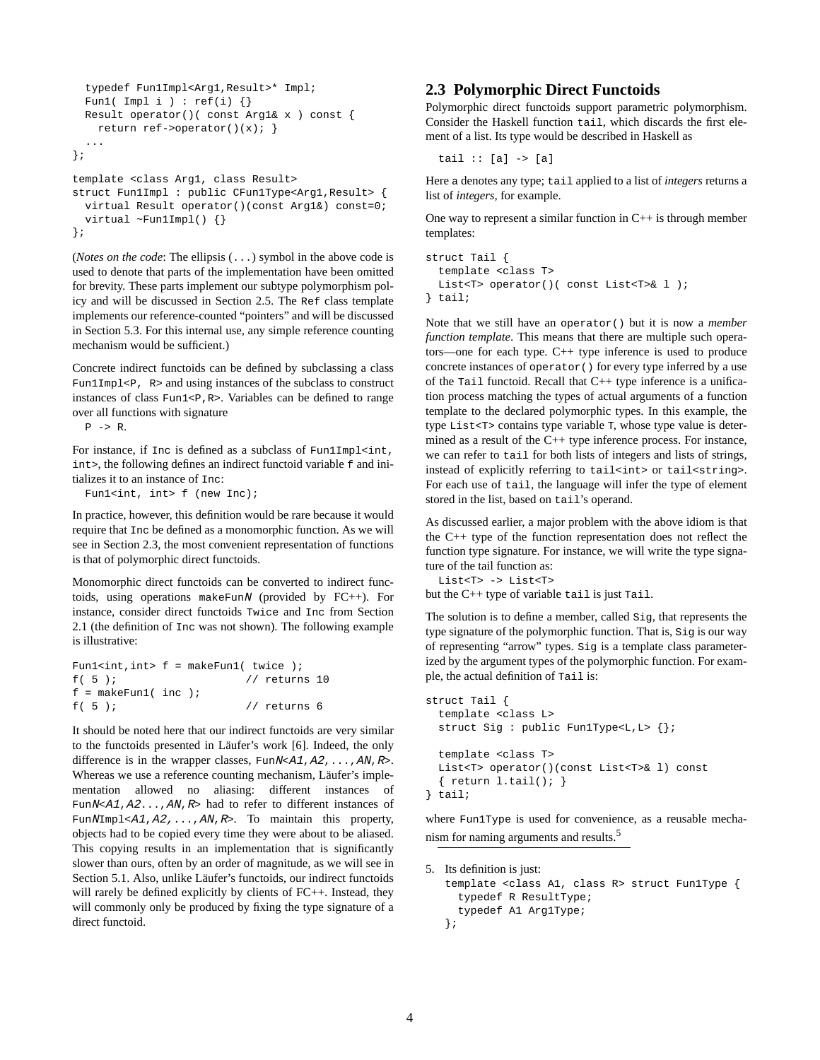```
  typedef Fun1Impl<Arg1,Result>* Impl;
  Fun1( Impl i ) : ref(i) {}
  Result operator()( const Arg1& x ) const {
    return ref->operator()(x); }
  ...
};

template <class Arg1, class Result>
struct Fun1Impl : public CFun1Type<Arg1,Result> {
  virtual Result operator()(const Arg1&) const=0;
  virtual ~Fun1Impl() {}
};
```

(*Notes on the code*: The ellipsis (`...`) symbol in the above code is used to denote that parts of the implementation have been omitted for brevity. These parts implement our subtype polymorphism policy and will be discussed in Section 2.5. The `Ref` class template implements our reference-counted "pointers" and will be discussed in Section 5.3. For this internal use, any simple reference counting mechanism would be sufficient.)

Concrete indirect functoids can be defined by subclassing a class `Fun1Impl<P, R>` and using instances of the subclass to construct instances of class `Fun1<P,R>`. Variables can be defined to range over all functions with signature

```
  P -> R.
```

For instance, if `Inc` is defined as a subclass of `Fun1Impl<int, int>`, the following defines an indirect functoid variable `f` and initializes it to an instance of `Inc`:

```
  Fun1<int, int> f (new Inc);
```

In practice, however, this definition would be rare because it would require that `Inc` be defined as a monomorphic function. As we will see in Section 2.3, the most convenient representation of functions is that of polymorphic direct functoids.

Monomorphic direct functoids can be converted to indirect functoids, using operations `makeFun`*N* (provided by FC++). For instance, consider direct functoids `Twice` and `Inc` from Section 2.1 (the definition of `Inc` was not shown). The following example is illustrative:

```
Fun1<int,int> f = makeFun1( twice );
f( 5 );                    // returns 10
f = makeFun1( inc );
f( 5 );                    // returns 6
```

It should be noted here that our indirect functoids are very similar to the functoids presented in Läufer's work [6]. Indeed, the only difference is in the wrapper classes, `Fun`*N*`<`*A1*`,`*A2*`,...,`*AN*`,`*R*`>`. Whereas we use a reference counting mechanism, Läufer's implementation allowed no aliasing: different instances of `Fun`*N*`<`*A1*`,`*A2*`...,`*AN*`,`*R*`>` had to refer to different instances of `Fun`*N*`Impl<`*A1*`,`*A2*`,...,`*AN*`,`*R*`>`. To maintain this property, objects had to be copied every time they were about to be aliased. This copying results in an implementation that is significantly slower than ours, often by an order of magnitude, as we will see in Section 5.1. Also, unlike Läufer's functoids, our indirect functoids will rarely be defined explicitly by clients of FC++. Instead, they will commonly only be produced by fixing the type signature of a direct functoid.

## 2.3 Polymorphic Direct Functoids

Polymorphic direct functoids support parametric polymorphism. Consider the Haskell function `tail`, which discards the first element of a list. Its type would be described in Haskell as

```
  tail :: [a] -> [a]
```

Here `a` denotes any type; `tail` applied to a list of *integers* returns a list of *integers*, for example.

One way to represent a similar function in C++ is through member templates:

```
struct Tail {
  template <class T>
  List<T> operator()( const List<T>& l );
} tail;
```

Note that we still have an `operator()` but it is now a *member function template*. This means that there are multiple such operators—one for each type. C++ type inference is used to produce concrete instances of `operator()` for every type inferred by a use of the `Tail` functoid. Recall that C++ type inference is a unification process matching the types of actual arguments of a function template to the declared polymorphic types. In this example, the type `List<T>` contains type variable `T`, whose type value is determined as a result of the C++ type inference process. For instance, we can refer to `tail` for both lists of integers and lists of strings, instead of explicitly referring to `tail<int>` or `tail<string>`. For each use of `tail`, the language will infer the type of element stored in the list, based on `tail`'s operand.

As discussed earlier, a major problem with the above idiom is that the C++ type of the function representation does not reflect the function type signature. For instance, we will write the type signature of the tail function as:

```
  List<T> -> List<T>
```

but the C++ type of variable `tail` is just `Tail`.

The solution is to define a member, called `Sig`, that represents the type signature of the polymorphic function. That is, `Sig` is our way of representing "arrow" types. `Sig` is a template class parameterized by the argument types of the polymorphic function. For example, the actual definition of `Tail` is:

```
struct Tail {
  template <class L>
  struct Sig : public Fun1Type<L,L> {};

  template <class T>
  List<T> operator()(const List<T>& l) const
  { return l.tail(); }
} tail;
```

where `Fun1Type` is used for convenience, as a reusable mechanism for naming arguments and results.[5]

5. Its definition is just:

```
template <class A1, class R> struct Fun1Type {
  typedef R ResultType;
  typedef A1 Arg1Type;
};
```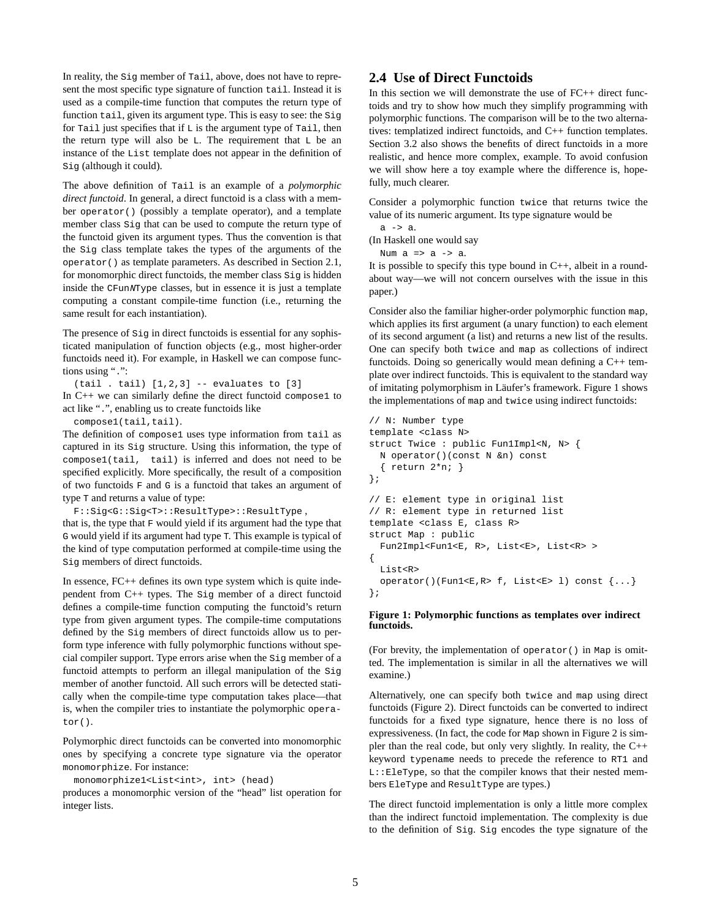In reality, the `Sig` member of `Tail`, above, does not have to represent the most specific type signature of function `tail`. Instead it is used as a compile-time function that computes the return type of function `tail`, given its argument type. This is easy to see: the `Sig` for `Tail` just specifies that if `L` is the argument type of `Tail`, then the return type will also be `L`. The requirement that `L` be an instance of the `List` template does not appear in the definition of `Sig` (although it could).

The above definition of `Tail` is an example of a *polymorphic direct functoid*. In general, a direct functoid is a class with a member `operator()` (possibly a template operator), and a template member class `Sig` that can be used to compute the return type of the functoid given its argument types. Thus the convention is that the `Sig` class template takes the types of the arguments of the `operator()` as template parameters. As described in Section 2.1, for monomorphic direct functoids, the member class `Sig` is hidden inside the `CFun`*N*`Type` classes, but in essence it is just a template computing a constant compile-time function (i.e., returning the same result for each instantiation).

The presence of `Sig` in direct functoids is essential for any sophisticated manipulation of function objects (e.g., most higher-order functoids need it). For example, in Haskell we can compose functions using "`.`":

```
(tail . tail) [1,2,3] -- evaluates to [3]
```

In C++ we can similarly define the direct functoid `compose1` to act like "`.`", enabling us to create functoids like

```
compose1(tail,tail).
```

The definition of `compose1` uses type information from `tail` as captured in its `Sig` structure. Using this information, the type of `compose1(tail, tail)` is inferred and does not need to be specified explicitly. More specifically, the result of a composition of two functoids `F` and `G` is a functoid that takes an argument of type `T` and returns a value of type:

```
F::Sig<G::Sig<T>::ResultType>::ResultType ,
```

that is, the type that `F` would yield if its argument had the type that `G` would yield if its argument had type `T`. This example is typical of the kind of type computation performed at compile-time using the `Sig` members of direct functoids.

In essence, FC++ defines its own type system which is quite independent from C++ types. The `Sig` member of a direct functoid defines a compile-time function computing the functoid's return type from given argument types. The compile-time computations defined by the `Sig` members of direct functoids allow us to perform type inference with fully polymorphic functions without special compiler support. Type errors arise when the `Sig` member of a functoid attempts to perform an illegal manipulation of the `Sig` member of another functoid. All such errors will be detected statically when the compile-time type computation takes place—that is, when the compiler tries to instantiate the polymorphic `operator()`.

Polymorphic direct functoids can be converted into monomorphic ones by specifying a concrete type signature via the operator `monomorphize`. For instance:

```
monomorphize1<List<int>, int> (head)
```

produces a monomorphic version of the "head" list operation for integer lists.

## 2.4 Use of Direct Functoids

In this section we will demonstrate the use of FC++ direct functoids and try to show how much they simplify programming with polymorphic functions. The comparison will be to the two alternatives: templatized indirect functoids, and C++ function templates. Section 3.2 also shows the benefits of direct functoids in a more realistic, and hence more complex, example. To avoid confusion we will show here a toy example where the difference is, hopefully, much clearer.

Consider a polymorphic function `twice` that returns twice the value of its numeric argument. Its type signature would be

```
a -> a.
```

(In Haskell one would say

```
Num a => a -> a.
```

It is possible to specify this type bound in C++, albeit in a roundabout way—we will not concern ourselves with the issue in this paper.)

Consider also the familiar higher-order polymorphic function `map`, which applies its first argument (a unary function) to each element of its second argument (a list) and returns a new list of the results. One can specify both `twice` and `map` as collections of indirect functoids. Doing so generically would mean defining a C++ template over indirect functoids. This is equivalent to the standard way of imitating polymorphism in Läufer's framework. Figure 1 shows the implementations of `map` and `twice` using indirect functoids:

```
// N: Number type
template <class N>
struct Twice : public Fun1Impl<N, N> {
  N operator()(const N &n) const
  { return 2*n; }
};

// E: element type in original list
// R: element type in returned list
template <class E, class R>
struct Map : public
  Fun2Impl<Fun1<E, R>, List<E>, List<R> >
{
  List<R>
  operator()(Fun1<E,R> f, List<E> l) const {...}
};
```

**Figure 1: Polymorphic functions as templates over indirect functoids.**

(For brevity, the implementation of `operator()` in `Map` is omitted. The implementation is similar in all the alternatives we will examine.)

Alternatively, one can specify both `twice` and `map` using direct functoids (Figure 2). Direct functoids can be converted to indirect functoids for a fixed type signature, hence there is no loss of expressiveness. (In fact, the code for `Map` shown in Figure 2 is simpler than the real code, but only very slightly. In reality, the C++ keyword `typename` needs to precede the reference to `RT1` and `L::EleType`, so that the compiler knows that their nested members `EleType` and `ResultType` are types.)

The direct functoid implementation is only a little more complex than the indirect functoid implementation. The complexity is due to the definition of `Sig`. `Sig` encodes the type signature of the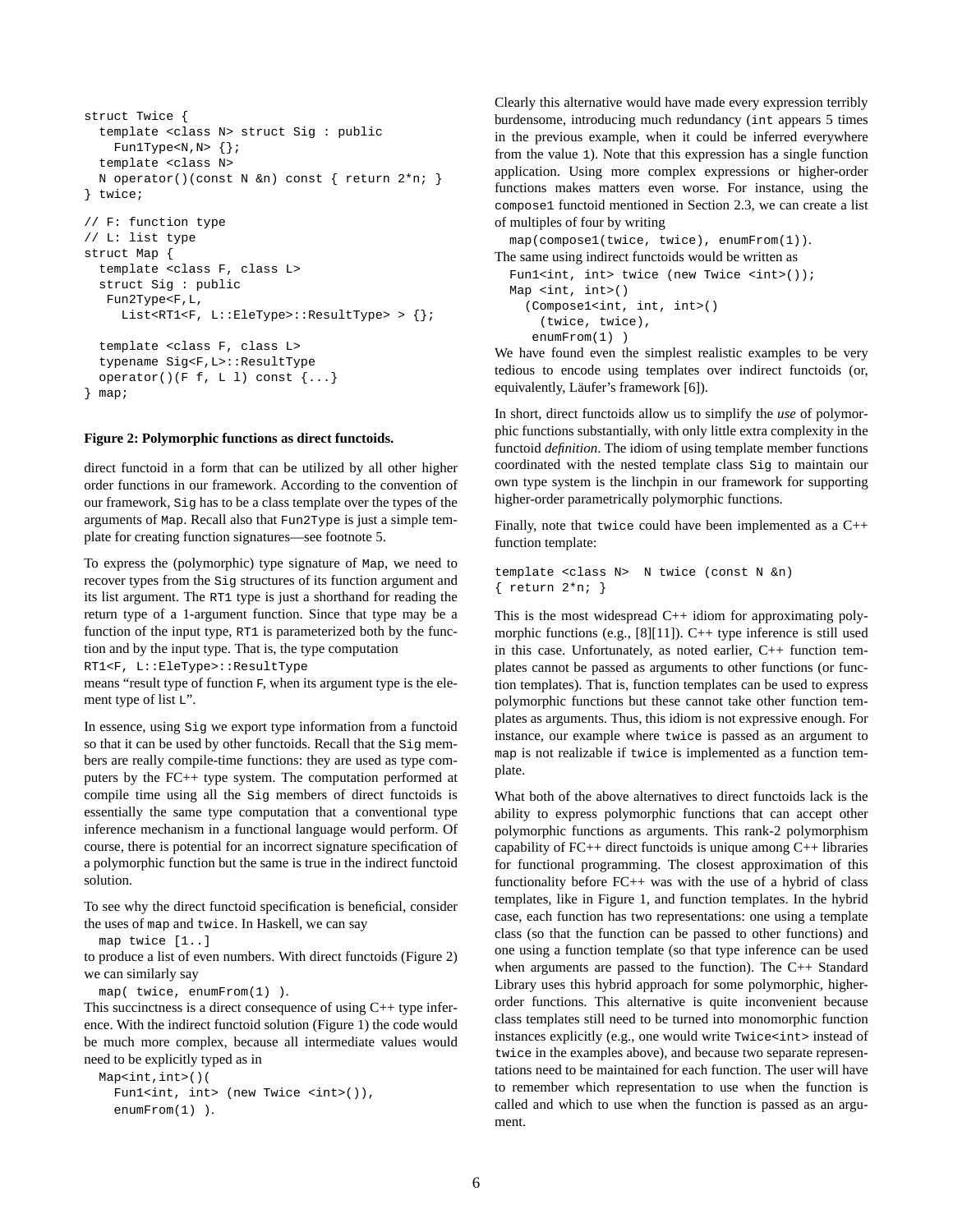```
struct Twice {
  template <class N> struct Sig : public
    Fun1Type<N,N> {};
  template <class N>
  N operator()(const N &n) const { return 2*n; }
} twice;

// F: function type
// L: list type
struct Map {
  template <class F, class L>
  struct Sig : public
   Fun2Type<F,L,
     List<RT1<F, L::EleType>::ResultType> > {};

  template <class F, class L>
  typename Sig<F,L>::ResultType
  operator()(F f, L l) const {...}
} map;
```

**Figure 2: Polymorphic functions as direct functoids.**

direct functoid in a form that can be utilized by all other higher order functions in our framework. According to the convention of our framework, `Sig` has to be a class template over the types of the arguments of `Map`. Recall also that `Fun2Type` is just a simple template for creating function signatures—see footnote 5.

To express the (polymorphic) type signature of `Map`, we need to recover types from the `Sig` structures of its function argument and its list argument. The `RT1` type is just a shorthand for reading the return type of a 1-argument function. Since that type may be a function of the input type, `RT1` is parameterized both by the function and by the input type. That is, the type computation
`RT1<F, L::EleType>::ResultType`
means "result type of function `F`, when its argument type is the element type of list `L`".

In essence, using `Sig` we export type information from a functoid so that it can be used by other functoids. Recall that the `Sig` members are really compile-time functions: they are used as type computers by the FC++ type system. The computation performed at compile time using all the `Sig` members of direct functoids is essentially the same type computation that a conventional type inference mechanism in a functional language would perform. Of course, there is potential for an incorrect signature specification of a polymorphic function but the same is true in the indirect functoid solution.

To see why the direct functoid specification is beneficial, consider the uses of `map` and `twice`. In Haskell, we can say

```
map twice [1..]
```

to produce a list of even numbers. With direct functoids (Figure 2) we can similarly say

```
map( twice, enumFrom(1) ).
```

This succinctness is a direct consequence of using C++ type inference. With the indirect functoid solution (Figure 1) the code would be much more complex, because all intermediate values would need to be explicitly typed as in

```
Map<int,int>()(
  Fun1<int, int> (new Twice <int>()),
  enumFrom(1) ).
```

Clearly this alternative would have made every expression terribly burdensome, introducing much redundancy (`int` appears 5 times in the previous example, when it could be inferred everywhere from the value `1`). Note that this expression has a single function application. Using more complex expressions or higher-order functions makes matters even worse. For instance, using the `compose1` functoid mentioned in Section 2.3, we can create a list of multiples of four by writing

```
map(compose1(twice, twice), enumFrom(1)).
```

The same using indirect functoids would be written as

```
Fun1<int, int> twice (new Twice <int>());
Map <int, int>()
  (Compose1<int, int, int>()
    (twice, twice),
   enumFrom(1) )
```

We have found even the simplest realistic examples to be very tedious to encode using templates over indirect functoids (or, equivalently, Läufer's framework [6]).

In short, direct functoids allow us to simplify the *use* of polymorphic functions substantially, with only little extra complexity in the functoid *definition*. The idiom of using template member functions coordinated with the nested template class `Sig` to maintain our own type system is the linchpin in our framework for supporting higher-order parametrically polymorphic functions.

Finally, note that `twice` could have been implemented as a C++ function template:

```
template <class N>  N twice (const N &n)
{ return 2*n; }
```

This is the most widespread C++ idiom for approximating polymorphic functions (e.g., [8][11]). C++ type inference is still used in this case. Unfortunately, as noted earlier, C++ function templates cannot be passed as arguments to other functions (or function templates). That is, function templates can be used to express polymorphic functions but these cannot take other function templates as arguments. Thus, this idiom is not expressive enough. For instance, our example where `twice` is passed as an argument to `map` is not realizable if `twice` is implemented as a function template.

What both of the above alternatives to direct functoids lack is the ability to express polymorphic functions that can accept other polymorphic functions as arguments. This rank-2 polymorphism capability of FC++ direct functoids is unique among C++ libraries for functional programming. The closest approximation of this functionality before FC++ was with the use of a hybrid of class templates, like in Figure 1, and function templates. In the hybrid case, each function has two representations: one using a template class (so that the function can be passed to other functions) and one using a function template (so that type inference can be used when arguments are passed to the function). The C++ Standard Library uses this hybrid approach for some polymorphic, higher-order functions. This alternative is quite inconvenient because class templates still need to be turned into monomorphic function instances explicitly (e.g., one would write `Twice<int>` instead of `twice` in the examples above), and because two separate representations need to be maintained for each function. The user will have to remember which representation to use when the function is called and which to use when the function is passed as an argument.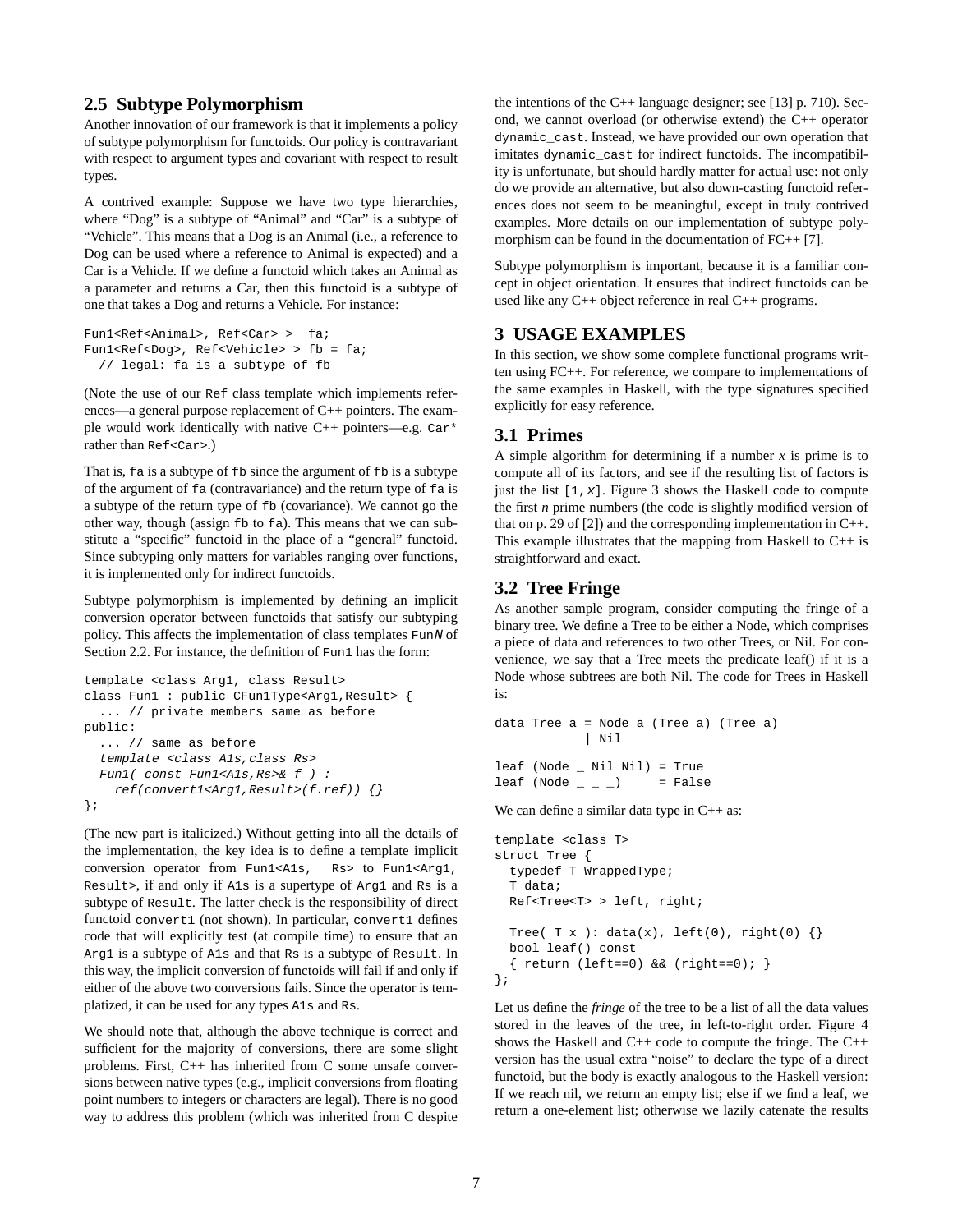## 2.5 Subtype Polymorphism

Another innovation of our framework is that it implements a policy of subtype polymorphism for functoids. Our policy is contravariant with respect to argument types and covariant with respect to result types.

A contrived example: Suppose we have two type hierarchies, where "Dog" is a subtype of "Animal" and "Car" is a subtype of "Vehicle". This means that a Dog is an Animal (i.e., a reference to Dog can be used where a reference to Animal is expected) and a Car is a Vehicle. If we define a functoid which takes an Animal as a parameter and returns a Car, then this functoid is a subtype of one that takes a Dog and returns a Vehicle. For instance:

```
Fun1<Ref<Animal>, Ref<Car> >  fa;
Fun1<Ref<Dog>, Ref<Vehicle> > fb = fa;
  // legal: fa is a subtype of fb
```

(Note the use of our `Ref` class template which implements references—a general purpose replacement of C++ pointers. The example would work identically with native C++ pointers—e.g. `Car*` rather than `Ref<Car>`.)

That is, `fa` is a subtype of `fb` since the argument of `fb` is a subtype of the argument of `fa` (contravariance) and the return type of `fa` is a subtype of the return type of `fb` (covariance). We cannot go the other way, though (assign `fb` to `fa`). This means that we can substitute a "specific" functoid in the place of a "general" functoid. Since subtyping only matters for variables ranging over functions, it is implemented only for indirect functoids.

Subtype polymorphism is implemented by defining an implicit conversion operator between functoids that satisfy our subtyping policy. This affects the implementation of class templates `Fun`*N* of Section 2.2. For instance, the definition of `Fun1` has the form:

```
template <class Arg1, class Result>
class Fun1 : public CFun1Type<Arg1,Result> {
  ... // private members same as before
public:
  ... // same as before
  template <class A1s,class Rs>
  Fun1( const Fun1<A1s,Rs>& f ) :
    ref(convert1<Arg1,Result>(f.ref)) {}
};
```

(The new part is italicized.) Without getting into all the details of the implementation, the key idea is to define a template implicit conversion operator from `Fun1<A1s, Rs>` to `Fun1<Arg1, Result>`, if and only if `A1s` is a supertype of `Arg1` and `Rs` is a subtype of `Result`. The latter check is the responsibility of direct functoid `convert1` (not shown). In particular, `convert1` defines code that will explicitly test (at compile time) to ensure that an `Arg1` is a subtype of `A1s` and that `Rs` is a subtype of `Result`. In this way, the implicit conversion of functoids will fail if and only if either of the above two conversions fails. Since the operator is templatized, it can be used for any types `A1s` and `Rs`.

We should note that, although the above technique is correct and sufficient for the majority of conversions, there are some slight problems. First, C++ has inherited from C some unsafe conversions between native types (e.g., implicit conversions from floating point numbers to integers or characters are legal). There is no good way to address this problem (which was inherited from C despite the intentions of the C++ language designer; see [13] p. 710). Second, we cannot overload (or otherwise extend) the C++ operator `dynamic_cast`. Instead, we have provided our own operation that imitates `dynamic_cast` for indirect functoids. The incompatibility is unfortunate, but should hardly matter for actual use: not only do we provide an alternative, but also down-casting functoid references does not seem to be meaningful, except in truly contrived examples. More details on our implementation of subtype polymorphism can be found in the documentation of FC++ [7].

Subtype polymorphism is important, because it is a familiar concept in object orientation. It ensures that indirect functoids can be used like any C++ object reference in real C++ programs.

# 3 USAGE EXAMPLES

In this section, we show some complete functional programs written using FC++. For reference, we compare to implementations of the same examples in Haskell, with the type signatures specified explicitly for easy reference.

## 3.1 Primes

A simple algorithm for determining if a number *x* is prime is to compute all of its factors, and see if the resulting list of factors is just the list `[1,x]`. Figure 3 shows the Haskell code to compute the first *n* prime numbers (the code is slightly modified version of that on p. 29 of [2]) and the corresponding implementation in C++. This example illustrates that the mapping from Haskell to C++ is straightforward and exact.

## 3.2 Tree Fringe

As another sample program, consider computing the fringe of a binary tree. We define a Tree to be either a Node, which comprises a piece of data and references to two other Trees, or Nil. For convenience, we say that a Tree meets the predicate leaf() if it is a Node whose subtrees are both Nil. The code for Trees in Haskell is:

```
data Tree a = Node a (Tree a) (Tree a)
            | Nil

leaf (Node _ Nil Nil) = True
leaf (Node _ _ _)     = False
```

We can define a similar data type in C++ as:

```
template <class T>
struct Tree {
  typedef T WrappedType;
  T data;
  Ref<Tree<T> > left, right;

  Tree( T x ): data(x), left(0), right(0) {}
  bool leaf() const
  { return (left==0) && (right==0); }
};
```

Let us define the *fringe* of the tree to be a list of all the data values stored in the leaves of the tree, in left-to-right order. Figure 4 shows the Haskell and C++ code to compute the fringe. The C++ version has the usual extra "noise" to declare the type of a direct functoid, but the body is exactly analogous to the Haskell version: If we reach nil, we return an empty list; else if we find a leaf, we return a one-element list; otherwise we lazily catenate the results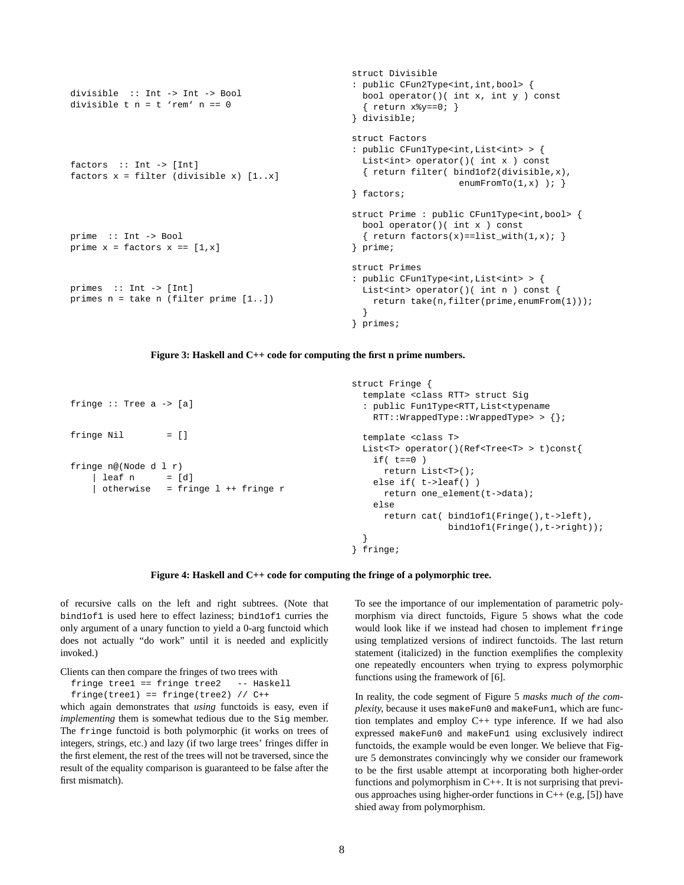```haskell
divisible  :: Int -> Int -> Bool
divisible t n = t `rem` n == 0

factors  :: Int -> [Int]
factors x = filter (divisible x) [1..x]

prime  :: Int -> Bool
prime x = factors x == [1,x]

primes  :: Int -> [Int]
primes n = take n (filter prime [1..])
```

```cpp
struct Divisible
: public CFun2Type<int,int,bool> {
  bool operator()( int x, int y ) const
  { return x%y==0; }
} divisible;

struct Factors
: public CFun1Type<int,List<int> > {
  List<int> operator()( int x ) const
  { return filter( bind1of2(divisible,x),
                   enumFromTo(1,x) ); }
} factors;

struct Prime : public CFun1Type<int,bool> {
  bool operator()( int x ) const
  { return factors(x)==list_with(1,x); }
} prime;

struct Primes
: public CFun1Type<int,List<int> > {
  List<int> operator()( int n ) const {
    return take(n,filter(prime,enumFrom(1)));
  }
} primes;
```

**Figure 3: Haskell and C++ code for computing the first n prime numbers.**

```haskell
fringe :: Tree a -> [a]

fringe Nil        = []

fringe n@(Node d l r)
    | leaf n      = [d]
    | otherwise   = fringe l ++ fringe r
```

```cpp
struct Fringe {
  template <class RTT> struct Sig
  : public Fun1Type<RTT,List<typename
    RTT::WrappedType::WrappedType> > {};

  template <class T>
  List<T> operator()(Ref<Tree<T> > t)const{
    if( t==0 )
      return List<T>();
    else if( t->leaf() )
      return one_element(t->data);
    else
      return cat( bind1of1(Fringe(),t->left),
                  bind1of1(Fringe(),t->right));
  }
} fringe;
```

**Figure 4: Haskell and C++ code for computing the fringe of a polymorphic tree.**

of recursive calls on the left and right subtrees. (Note that `bind1of1` is used here to effect laziness; `bind1of1` curries the only argument of a unary function to yield a 0-arg functoid which does not actually "do work" until it is needed and explicitly invoked.)

Clients can then compare the fringes of two trees with

```
fringe tree1 == fringe tree2   -- Haskell
fringe(tree1) == fringe(tree2) // C++
```

which again demonstrates that *using* functoids is easy, even if *implementing* them is somewhat tedious due to the `Sig` member. The `fringe` functoid is both polymorphic (it works on trees of integers, strings, etc.) and lazy (if two large trees' fringes differ in the first element, the rest of the trees will not be traversed, since the result of the equality comparison is guaranteed to be false after the first mismatch).

To see the importance of our implementation of parametric polymorphism via direct functoids, Figure 5 shows what the code would look like if we instead had chosen to implement `fringe` using templatized versions of indirect functoids. The last return statement (italicized) in the function exemplifies the complexity one repeatedly encounters when trying to express polymorphic functions using the framework of [6].

In reality, the code segment of Figure 5 *masks much of the complexity*, because it uses `makeFun0` and `makeFun1`, which are function templates and employ C++ type inference. If we had also expressed `makeFun0` and `makeFun1` using exclusively indirect functoids, the example would be even longer. We believe that Figure 5 demonstrates convincingly why we consider our framework to be the first usable attempt at incorporating both higher-order functions and polymorphism in C++. It is not surprising that previous approaches using higher-order functions in C++ (e.g, [5]) have shied away from polymorphism.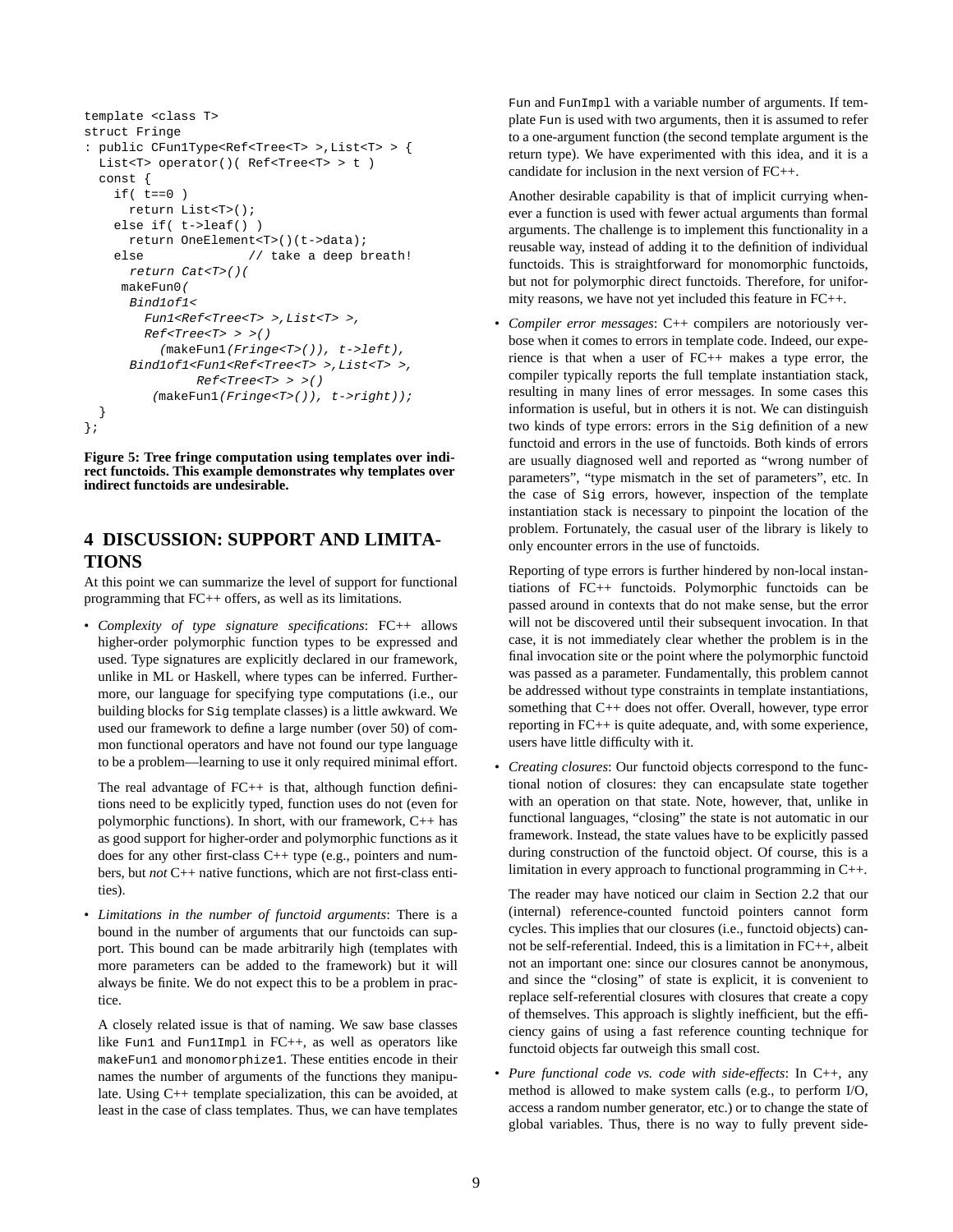```
template <class T>
struct Fringe
: public CFun1Type<Ref<Tree<T> >,List<T> > {
  List<T> operator()( Ref<Tree<T> > t )
  const {
    if( t==0 )
      return List<T>();
    else if( t->leaf() )
      return OneElement<T>()(t->data);
    else              // take a deep breath!
      return Cat<T>()(
     makeFun0(
      Bind1of1<
        Fun1<Ref<Tree<T> >,List<T> >,
        Ref<Tree<T> > >()
          (makeFun1(Fringe<T>()), t->left),
      Bind1of1<Fun1<Ref<Tree<T> >,List<T> >,
               Ref<Tree<T> > >()
         (makeFun1(Fringe<T>()), t->right));
  }
};
```

**Figure 5: Tree fringe computation using templates over indirect functoids. This example demonstrates why templates over indirect functoids are undesirable.**

## 4 DISCUSSION: SUPPORT AND LIMITATIONS

At this point we can summarize the level of support for functional programming that FC++ offers, as well as its limitations.

- *Complexity of type signature specifications*: FC++ allows higher-order polymorphic function types to be expressed and used. Type signatures are explicitly declared in our framework, unlike in ML or Haskell, where types can be inferred. Furthermore, our language for specifying type computations (i.e., our building blocks for `Sig` template classes) is a little awkward. We used our framework to define a large number (over 50) of common functional operators and have not found our type language to be a problem—learning to use it only required minimal effort.

  The real advantage of FC++ is that, although function definitions need to be explicitly typed, function uses do not (even for polymorphic functions). In short, with our framework, C++ has as good support for higher-order and polymorphic functions as it does for any other first-class C++ type (e.g., pointers and numbers, but *not* C++ native functions, which are not first-class entities).

- *Limitations in the number of functoid arguments*: There is a bound in the number of arguments that our functoids can support. This bound can be made arbitrarily high (templates with more parameters can be added to the framework) but it will always be finite. We do not expect this to be a problem in practice.

  A closely related issue is that of naming. We saw base classes like `Fun1` and `Fun1Impl` in FC++, as well as operators like `makeFun1` and `monomorphize1`. These entities encode in their names the number of arguments of the functions they manipulate. Using C++ template specialization, this can be avoided, at least in the case of class templates. Thus, we can have templates `Fun` and `FunImpl` with a variable number of arguments. If template `Fun` is used with two arguments, then it is assumed to refer to a one-argument function (the second template argument is the return type). We have experimented with this idea, and it is a candidate for inclusion in the next version of FC++.

  Another desirable capability is that of implicit currying whenever a function is used with fewer actual arguments than formal arguments. The challenge is to implement this functionality in a reusable way, instead of adding it to the definition of individual functoids. This is straightforward for monomorphic functoids, but not for polymorphic direct functoids. Therefore, for uniformity reasons, we have not yet included this feature in FC++.

- *Compiler error messages*: C++ compilers are notoriously verbose when it comes to errors in template code. Indeed, our experience is that when a user of FC++ makes a type error, the compiler typically reports the full template instantiation stack, resulting in many lines of error messages. In some cases this information is useful, but in others it is not. We can distinguish two kinds of type errors: errors in the `Sig` definition of a new functoid and errors in the use of functoids. Both kinds of errors are usually diagnosed well and reported as "wrong number of parameters", "type mismatch in the set of parameters", etc. In the case of `Sig` errors, however, inspection of the template instantiation stack is necessary to pinpoint the location of the problem. Fortunately, the casual user of the library is likely to only encounter errors in the use of functoids.

  Reporting of type errors is further hindered by non-local instantiations of FC++ functoids. Polymorphic functoids can be passed around in contexts that do not make sense, but the error will not be discovered until their subsequent invocation. In that case, it is not immediately clear whether the problem is in the final invocation site or the point where the polymorphic functoid was passed as a parameter. Fundamentally, this problem cannot be addressed without type constraints in template instantiations, something that C++ does not offer. Overall, however, type error reporting in FC++ is quite adequate, and, with some experience, users have little difficulty with it.

- *Creating closures*: Our functoid objects correspond to the functional notion of closures: they can encapsulate state together with an operation on that state. Note, however, that, unlike in functional languages, "closing" the state is not automatic in our framework. Instead, the state values have to be explicitly passed during construction of the functoid object. Of course, this is a limitation in every approach to functional programming in C++.

  The reader may have noticed our claim in Section 2.2 that our (internal) reference-counted functoid pointers cannot form cycles. This implies that our closures (i.e., functoid objects) cannot be self-referential. Indeed, this is a limitation in FC++, albeit not an important one: since our closures cannot be anonymous, and since the "closing" of state is explicit, it is convenient to replace self-referential closures with closures that create a copy of themselves. This approach is slightly inefficient, but the efficiency gains of using a fast reference counting technique for functoid objects far outweigh this small cost.

- *Pure functional code vs. code with side-effects*: In C++, any method is allowed to make system calls (e.g., to perform I/O, access a random number generator, etc.) or to change the state of global variables. Thus, there is no way to fully prevent side-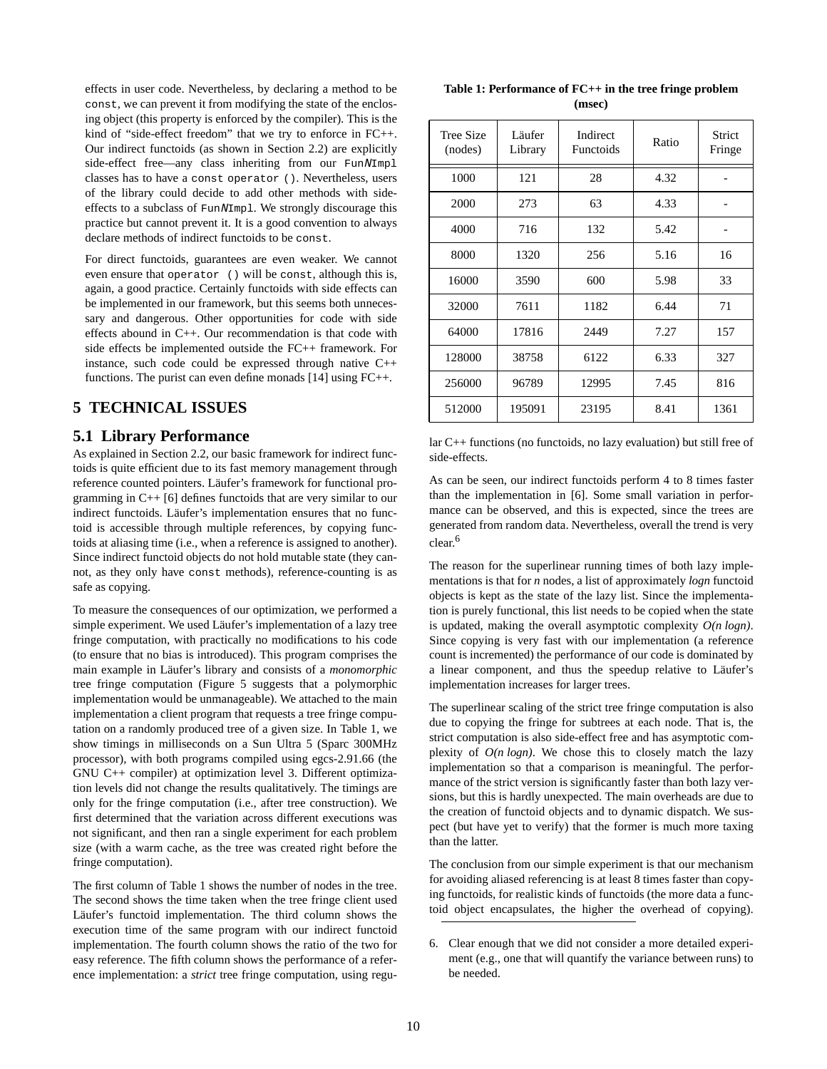effects in user code. Nevertheless, by declaring a method to be `const`, we can prevent it from modifying the state of the enclosing object (this property is enforced by the compiler). This is the kind of "side-effect freedom" that we try to enforce in FC++. Our indirect functoids (as shown in Section 2.2) are explicitly side-effect free—any class inheriting from our `Fun`*N*`Impl` classes has to have a `const operator ()`. Nevertheless, users of the library could decide to add other methods with side-effects to a subclass of `Fun`*N*`Impl`. We strongly discourage this practice but cannot prevent it. It is a good convention to always declare methods of indirect functoids to be `const`.

For direct functoids, guarantees are even weaker. We cannot even ensure that `operator ()` will be `const`, although this is, again, a good practice. Certainly functoids with side effects can be implemented in our framework, but this seems both unnecessary and dangerous. Other opportunities for code with side effects abound in C++. Our recommendation is that code with side effects be implemented outside the FC++ framework. For instance, such code could be expressed through native C++ functions. The purist can even define monads [14] using FC++.

## 5 TECHNICAL ISSUES

### 5.1 Library Performance

As explained in Section 2.2, our basic framework for indirect functoids is quite efficient due to its fast memory management through reference counted pointers. Läufer's framework for functional programming in C++ [6] defines functoids that are very similar to our indirect functoids. Läufer's implementation ensures that no functoid is accessible through multiple references, by copying functoids at aliasing time (i.e., when a reference is assigned to another). Since indirect functoid objects do not hold mutable state (they cannot, as they only have `const` methods), reference-counting is as safe as copying.

To measure the consequences of our optimization, we performed a simple experiment. We used Läufer's implementation of a lazy tree fringe computation, with practically no modifications to his code (to ensure that no bias is introduced). This program comprises the main example in Läufer's library and consists of a *monomorphic* tree fringe computation (Figure 5 suggests that a polymorphic implementation would be unmanageable). We attached to the main implementation a client program that requests a tree fringe computation on a randomly produced tree of a given size. In Table 1, we show timings in milliseconds on a Sun Ultra 5 (Sparc 300MHz processor), with both programs compiled using egcs-2.91.66 (the GNU C++ compiler) at optimization level 3. Different optimization levels did not change the results qualitatively. The timings are only for the fringe computation (i.e., after tree construction). We first determined that the variation across different executions was not significant, and then ran a single experiment for each problem size (with a warm cache, as the tree was created right before the fringe computation).

The first column of Table 1 shows the number of nodes in the tree. The second shows the time taken when the tree fringe client used Läufer's functoid implementation. The third column shows the execution time of the same program with our indirect functoid implementation. The fourth column shows the ratio of the two for easy reference. The fifth column shows the performance of a reference implementation: a *strict* tree fringe computation, using regular C++ functions (no functoids, no lazy evaluation) but still free of side-effects.

**Table 1: Performance of FC++ in the tree fringe problem (msec)**

| Tree Size (nodes) | Läufer Library | Indirect Functoids | Ratio | Strict Fringe |
|---|---|---|---|---|
| 1000 | 121 | 28 | 4.32 | - |
| 2000 | 273 | 63 | 4.33 | - |
| 4000 | 716 | 132 | 5.42 | - |
| 8000 | 1320 | 256 | 5.16 | 16 |
| 16000 | 3590 | 600 | 5.98 | 33 |
| 32000 | 7611 | 1182 | 6.44 | 71 |
| 64000 | 17816 | 2449 | 7.27 | 157 |
| 128000 | 38758 | 6122 | 6.33 | 327 |
| 256000 | 96789 | 12995 | 7.45 | 816 |
| 512000 | 195091 | 23195 | 8.41 | 1361 |

As can be seen, our indirect functoids perform 4 to 8 times faster than the implementation in [6]. Some small variation in performance can be observed, and this is expected, since the trees are generated from random data. Nevertheless, overall the trend is very clear.[6]

The reason for the superlinear running times of both lazy implementations is that for *n* nodes, a list of approximately *logn* functoid objects is kept as the state of the lazy list. Since the implementation is purely functional, this list needs to be copied when the state is updated, making the overall asymptotic complexity *O(n logn)*. Since copying is very fast with our implementation (a reference count is incremented) the performance of our code is dominated by a linear component, and thus the speedup relative to Läufer's implementation increases for larger trees.

The superlinear scaling of the strict tree fringe computation is also due to copying the fringe for subtrees at each node. That is, the strict computation is also side-effect free and has asymptotic complexity of *O(n logn)*. We chose this to closely match the lazy implementation so that a comparison is meaningful. The performance of the strict version is significantly faster than both lazy versions, but this is hardly unexpected. The main overheads are due to the creation of functoid objects and to dynamic dispatch. We suspect (but have yet to verify) that the former is much more taxing than the latter.

The conclusion from our simple experiment is that our mechanism for avoiding aliased referencing is at least 8 times faster than copying functoids, for realistic kinds of functoids (the more data a functoid object encapsulates, the higher the overhead of copying).

6. Clear enough that we did not consider a more detailed experiment (e.g., one that will quantify the variance between runs) to be needed.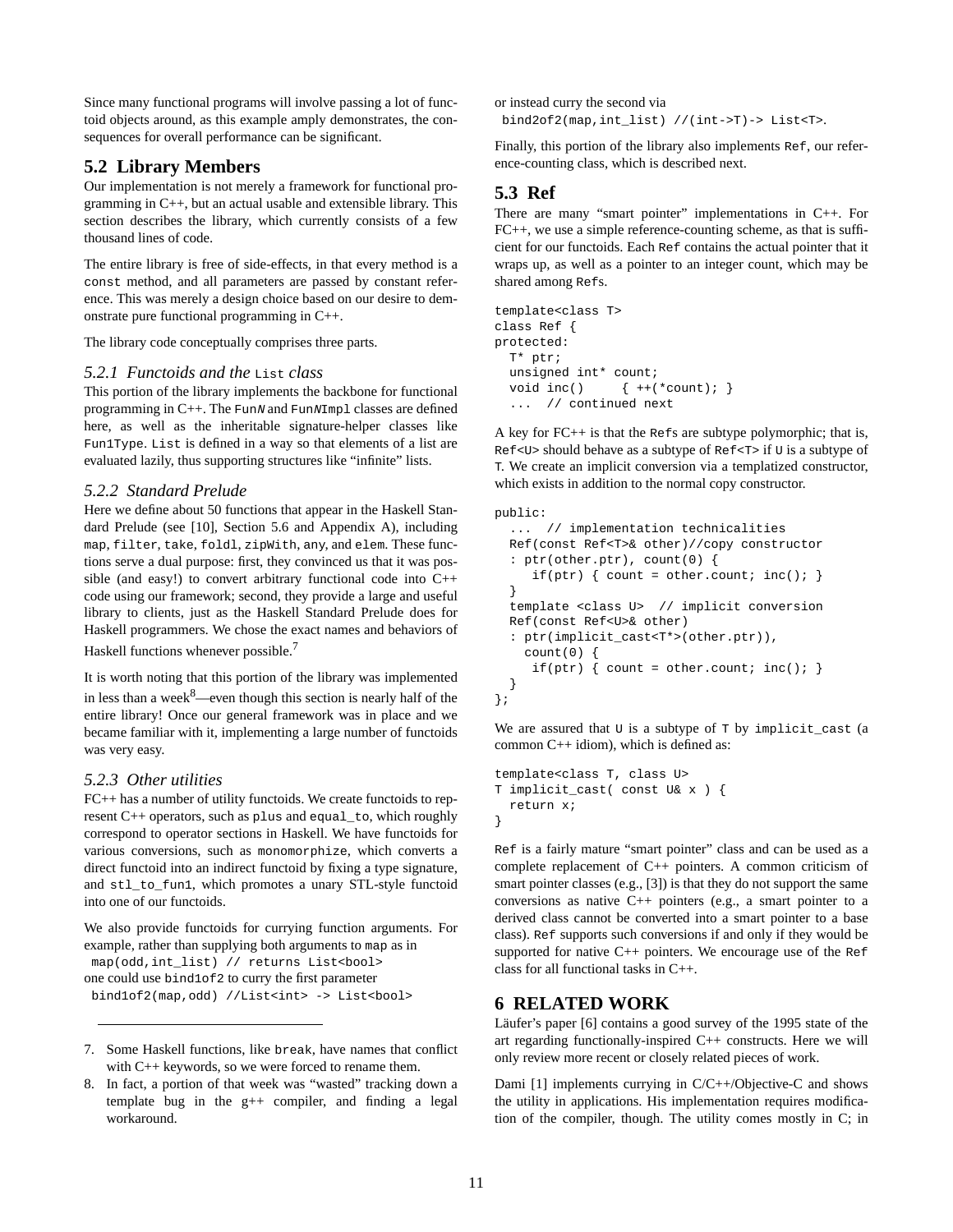Since many functional programs will involve passing a lot of functoid objects around, as this example amply demonstrates, the consequences for overall performance can be significant.

## 5.2 Library Members

Our implementation is not merely a framework for functional programming in C++, but an actual usable and extensible library. This section describes the library, which currently consists of a few thousand lines of code.

The entire library is free of side-effects, in that every method is a `const` method, and all parameters are passed by constant reference. This was merely a design choice based on our desire to demonstrate pure functional programming in C++.

The library code conceptually comprises three parts.

### *5.2.1 Functoids and the `List` class*

This portion of the library implements the backbone for functional programming in C++. The `Fun`*N* and `Fun`*N*`Impl` classes are defined here, as well as the inheritable signature-helper classes like `Fun1Type`. `List` is defined in a way so that elements of a list are evaluated lazily, thus supporting structures like "infinite" lists.

### *5.2.2 Standard Prelude*

Here we define about 50 functions that appear in the Haskell Standard Prelude (see [10], Section 5.6 and Appendix A), including `map`, `filter`, `take`, `foldl`, `zipWith`, `any`, and `elem`. These functions serve a dual purpose: first, they convinced us that it was possible (and easy!) to convert arbitrary functional code into C++ code using our framework; second, they provide a large and useful library to clients, just as the Haskell Standard Prelude does for Haskell programmers. We chose the exact names and behaviors of Haskell functions whenever possible.[7]

It is worth noting that this portion of the library was implemented in less than a week[8]—even though this section is nearly half of the entire library! Once our general framework was in place and we became familiar with it, implementing a large number of functoids was very easy.

### *5.2.3 Other utilities*

FC++ has a number of utility functoids. We create functoids to represent C++ operators, such as `plus` and `equal_to`, which roughly correspond to operator sections in Haskell. We have functoids for various conversions, such as `monomorphize`, which converts a direct functoid into an indirect functoid by fixing a type signature, and `stl_to_fun1`, which promotes a unary STL-style functoid into one of our functoids.

We also provide functoids for currying function arguments. For example, rather than supplying both arguments to `map` as in

```
map(odd,int_list) // returns List<bool>
```

one could use `bind1of2` to curry the first parameter

```
bind1of2(map,odd) //List<int> -> List<bool>
```

or instead curry the second via

```
bind2of2(map,int_list) //(int->T)-> List<T>.
```

Finally, this portion of the library also implements `Ref`, our reference-counting class, which is described next.

## 5.3 Ref

There are many "smart pointer" implementations in C++. For FC++, we use a simple reference-counting scheme, as that is sufficient for our functoids. Each `Ref` contains the actual pointer that it wraps up, as well as a pointer to an integer count, which may be shared among `Ref`s.

```
template<class T>
class Ref {
protected:
  T* ptr;
  unsigned int* count;
  void inc()     { ++(*count); }
  ...  // continued next
```

A key for FC++ is that the `Ref`s are subtype polymorphic; that is, `Ref<U>` should behave as a subtype of `Ref<T>` if `U` is a subtype of `T`. We create an implicit conversion via a templatized constructor, which exists in addition to the normal copy constructor.

```
public:
  ...  // implementation technicalities
  Ref(const Ref<T>& other)//copy constructor
  : ptr(other.ptr), count(0) {
     if(ptr) { count = other.count; inc(); }
  }
  template <class U>  // implicit conversion
  Ref(const Ref<U>& other)
  : ptr(implicit_cast<T*>(other.ptr)),
    count(0) {
     if(ptr) { count = other.count; inc(); }
  }
};
```

We are assured that `U` is a subtype of `T` by `implicit_cast` (a common C++ idiom), which is defined as:

```
template<class T, class U>
T implicit_cast( const U& x ) {
  return x;
}
```

`Ref` is a fairly mature "smart pointer" class and can be used as a complete replacement of C++ pointers. A common criticism of smart pointer classes (e.g., [3]) is that they do not support the same conversions as native C++ pointers (e.g., a smart pointer to a derived class cannot be converted into a smart pointer to a base class). `Ref` supports such conversions if and only if they would be supported for native C++ pointers. We encourage use of the `Ref` class for all functional tasks in C++.

# 6 RELATED WORK

Läufer's paper [6] contains a good survey of the 1995 state of the art regarding functionally-inspired C++ constructs. Here we will only review more recent or closely related pieces of work.

Dami [1] implements currying in C/C++/Objective-C and shows the utility in applications. His implementation requires modification of the compiler, though. The utility comes mostly in C; in

---

7. Some Haskell functions, like `break`, have names that conflict with C++ keywords, so we were forced to rename them.

8. In fact, a portion of that week was "wasted" tracking down a template bug in the g++ compiler, and finding a legal workaround.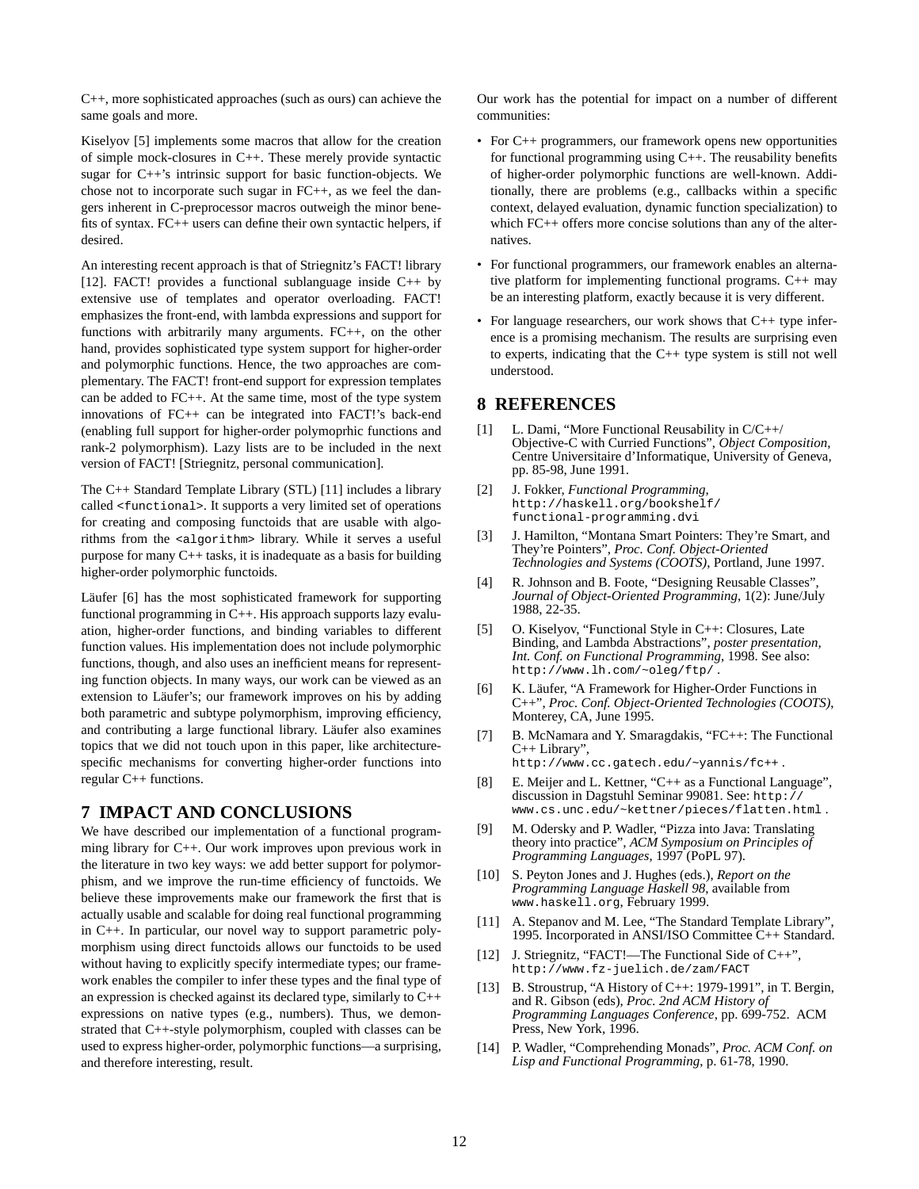C++, more sophisticated approaches (such as ours) can achieve the same goals and more.

Kiselyov [5] implements some macros that allow for the creation of simple mock-closures in C++. These merely provide syntactic sugar for C++'s intrinsic support for basic function-objects. We chose not to incorporate such sugar in FC++, as we feel the dangers inherent in C-preprocessor macros outweigh the minor benefits of syntax. FC++ users can define their own syntactic helpers, if desired.

An interesting recent approach is that of Striegnitz's FACT! library [12]. FACT! provides a functional sublanguage inside C++ by extensive use of templates and operator overloading. FACT! emphasizes the front-end, with lambda expressions and support for functions with arbitrarily many arguments. FC++, on the other hand, provides sophisticated type system support for higher-order and polymorphic functions. Hence, the two approaches are complementary. The FACT! front-end support for expression templates can be added to FC++. At the same time, most of the type system innovations of FC++ can be integrated into FACT!'s back-end (enabling full support for higher-order polymoprhic functions and rank-2 polymorphism). Lazy lists are to be included in the next version of FACT! [Striegnitz, personal communication].

The C++ Standard Template Library (STL) [11] includes a library called `<functional>`. It supports a very limited set of operations for creating and composing functoids that are usable with algorithms from the `<algorithm>` library. While it serves a useful purpose for many C++ tasks, it is inadequate as a basis for building higher-order polymorphic functoids.

Läufer [6] has the most sophisticated framework for supporting functional programming in C++. His approach supports lazy evaluation, higher-order functions, and binding variables to different function values. His implementation does not include polymorphic functions, though, and also uses an inefficient means for representing function objects. In many ways, our work can be viewed as an extension to Läufer's; our framework improves on his by adding both parametric and subtype polymorphism, improving efficiency, and contributing a large functional library. Läufer also examines topics that we did not touch upon in this paper, like architecture-specific mechanisms for converting higher-order functions into regular C++ functions.

## 7 IMPACT AND CONCLUSIONS

We have described our implementation of a functional programming library for C++. Our work improves upon previous work in the literature in two key ways: we add better support for polymorphism, and we improve the run-time efficiency of functoids. We believe these improvements make our framework the first that is actually usable and scalable for doing real functional programming in C++. In particular, our novel way to support parametric polymorphism using direct functoids allows our functoids to be used without having to explicitly specify intermediate types; our framework enables the compiler to infer these types and the final type of an expression is checked against its declared type, similarly to C++ expressions on native types (e.g., numbers). Thus, we demonstrated that C++-style polymorphism, coupled with classes can be used to express higher-order, polymorphic functions—a surprising, and therefore interesting, result.

Our work has the potential for impact on a number of different communities:

- For C++ programmers, our framework opens new opportunities for functional programming using C++. The reusability benefits of higher-order polymorphic functions are well-known. Additionally, there are problems (e.g., callbacks within a specific context, delayed evaluation, dynamic function specialization) to which FC++ offers more concise solutions than any of the alternatives.
- For functional programmers, our framework enables an alternative platform for implementing functional programs. C++ may be an interesting platform, exactly because it is very different.
- For language researchers, our work shows that C++ type inference is a promising mechanism. The results are surprising even to experts, indicating that the C++ type system is still not well understood.

## 8 REFERENCES

[1] L. Dami, "More Functional Reusability in C/C++/Objective-C with Curried Functions", *Object Composition*, Centre Universitaire d'Informatique, University of Geneva, pp. 85-98, June 1991.

[2] J. Fokker, *Functional Programming*, `http://haskell.org/bookshelf/functional-programming.dvi`

[3] J. Hamilton, "Montana Smart Pointers: They're Smart, and They're Pointers", *Proc. Conf. Object-Oriented Technologies and Systems (COOTS)*, Portland, June 1997.

[4] R. Johnson and B. Foote, "Designing Reusable Classes", *Journal of Object-Oriented Programming*, 1(2): June/July 1988, 22-35.

[5] O. Kiselyov, "Functional Style in C++: Closures, Late Binding, and Lambda Abstractions", *poster presentation, Int. Conf. on Functional Programming*, 1998. See also: `http://www.lh.com/~oleg/ftp/` .

[6] K. Läufer, "A Framework for Higher-Order Functions in C++", *Proc. Conf. Object-Oriented Technologies (COOTS)*, Monterey, CA, June 1995.

[7] B. McNamara and Y. Smaragdakis, "FC++: The Functional C++ Library", `http://www.cc.gatech.edu/~yannis/fc++` .

[8] E. Meijer and L. Kettner, "C++ as a Functional Language", discussion in Dagstuhl Seminar 99081. See: `http://www.cs.unc.edu/~kettner/pieces/flatten.html` .

[9] M. Odersky and P. Wadler, "Pizza into Java: Translating theory into practice", *ACM Symposium on Principles of Programming Languages*, 1997 (PoPL 97).

[10] S. Peyton Jones and J. Hughes (eds.), *Report on the Programming Language Haskell 98*, available from `www.haskell.org`, February 1999.

[11] A. Stepanov and M. Lee, "The Standard Template Library", 1995. Incorporated in ANSI/ISO Committee C++ Standard.

[12] J. Striegnitz, "FACT!—The Functional Side of C++", `http://www.fz-juelich.de/zam/FACT`

[13] B. Stroustrup, "A History of C++: 1979-1991", in T. Bergin, and R. Gibson (eds), *Proc. 2nd ACM History of Programming Languages Conference*, pp. 699-752. ACM Press, New York, 1996.

[14] P. Wadler, "Comprehending Monads", *Proc. ACM Conf. on Lisp and Functional Programming*, p. 61-78, 1990.